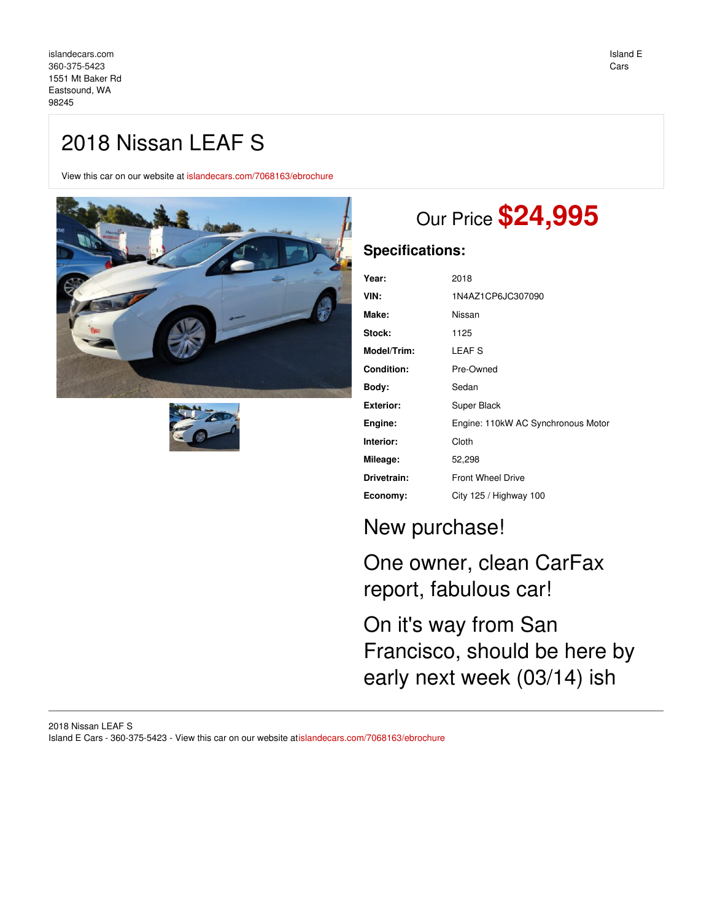islandecars.com
360-375-5423
1551 Mt Baker Rd
Eastsound, WA
98245

Island E Cars

# 2018 Nissan LEAF S

View this car on our website at islandecars.com/7068163/ebrochure

## Our Price **$24,995**

### Specifications:

| | |
|---|---|
| **Year:** | 2018 |
| **VIN:** | 1N4AZ1CP6JC307090 |
| **Make:** | Nissan |
| **Stock:** | 1125 |
| **Model/Trim:** | LEAF S |
| **Condition:** | Pre-Owned |
| **Body:** | Sedan |
| **Exterior:** | Super Black |
| **Engine:** | Engine: 110kW AC Synchronous Motor |
| **Interior:** | Cloth |
| **Mileage:** | 52,298 |
| **Drivetrain:** | Front Wheel Drive |
| **Economy:** | City 125 / Highway 100 |

New purchase!

One owner, clean CarFax report, fabulous car!

On it's way from San Francisco, should be here by early next week (03/14) ish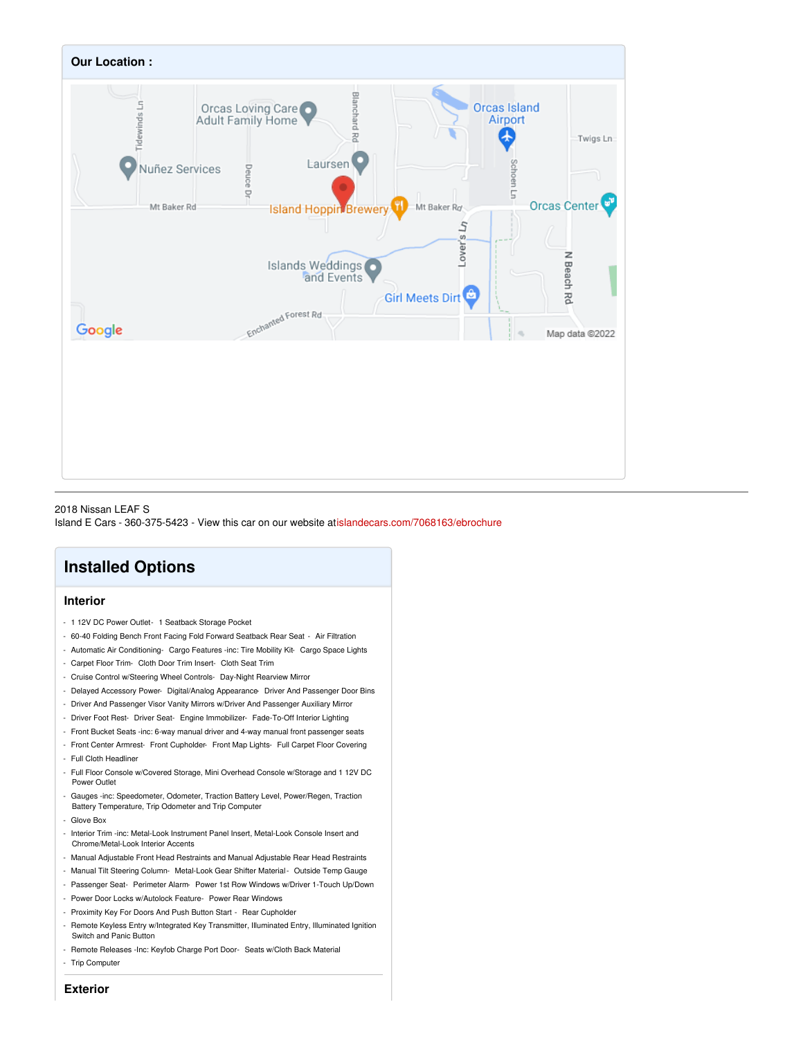## Our Location :

2018 Nissan LEAF S
Island E Cars - 360-375-5423 - View this car on our website at islandecars.com/7068163/ebrochure

# Installed Options

## Interior

- 1 12V DC Power Outlet- 1 Seatback Storage Pocket
- 60-40 Folding Bench Front Facing Fold Forward Seatback Rear Seat - Air Filtration
- Automatic Air Conditioning- Cargo Features -inc: Tire Mobility Kit- Cargo Space Lights
- Carpet Floor Trim- Cloth Door Trim Insert- Cloth Seat Trim
- Cruise Control w/Steering Wheel Controls- Day-Night Rearview Mirror
- Delayed Accessory Power- Digital/Analog Appearance- Driver And Passenger Door Bins
- Driver And Passenger Visor Vanity Mirrors w/Driver And Passenger Auxiliary Mirror
- Driver Foot Rest- Driver Seat- Engine Immobilizer- Fade-To-Off Interior Lighting
- Front Bucket Seats -inc: 6-way manual driver and 4-way manual front passenger seats
- Front Center Armrest- Front Cupholder- Front Map Lights- Full Carpet Floor Covering
- Full Cloth Headliner
- Full Floor Console w/Covered Storage, Mini Overhead Console w/Storage and 1 12V DC Power Outlet
- Gauges -inc: Speedometer, Odometer, Traction Battery Level, Power/Regen, Traction Battery Temperature, Trip Odometer and Trip Computer
- Glove Box
- Interior Trim -inc: Metal-Look Instrument Panel Insert, Metal-Look Console Insert and Chrome/Metal-Look Interior Accents
- Manual Adjustable Front Head Restraints and Manual Adjustable Rear Head Restraints
- Manual Tilt Steering Column- Metal-Look Gear Shifter Material- Outside Temp Gauge
- Passenger Seat- Perimeter Alarm- Power 1st Row Windows w/Driver 1-Touch Up/Down
- Power Door Locks w/Autolock Feature- Power Rear Windows
- Proximity Key For Doors And Push Button Start - Rear Cupholder
- Remote Keyless Entry w/Integrated Key Transmitter, Illuminated Entry, Illuminated Ignition Switch and Panic Button
- Remote Releases -Inc: Keyfob Charge Port Door- Seats w/Cloth Back Material
- Trip Computer

## Exterior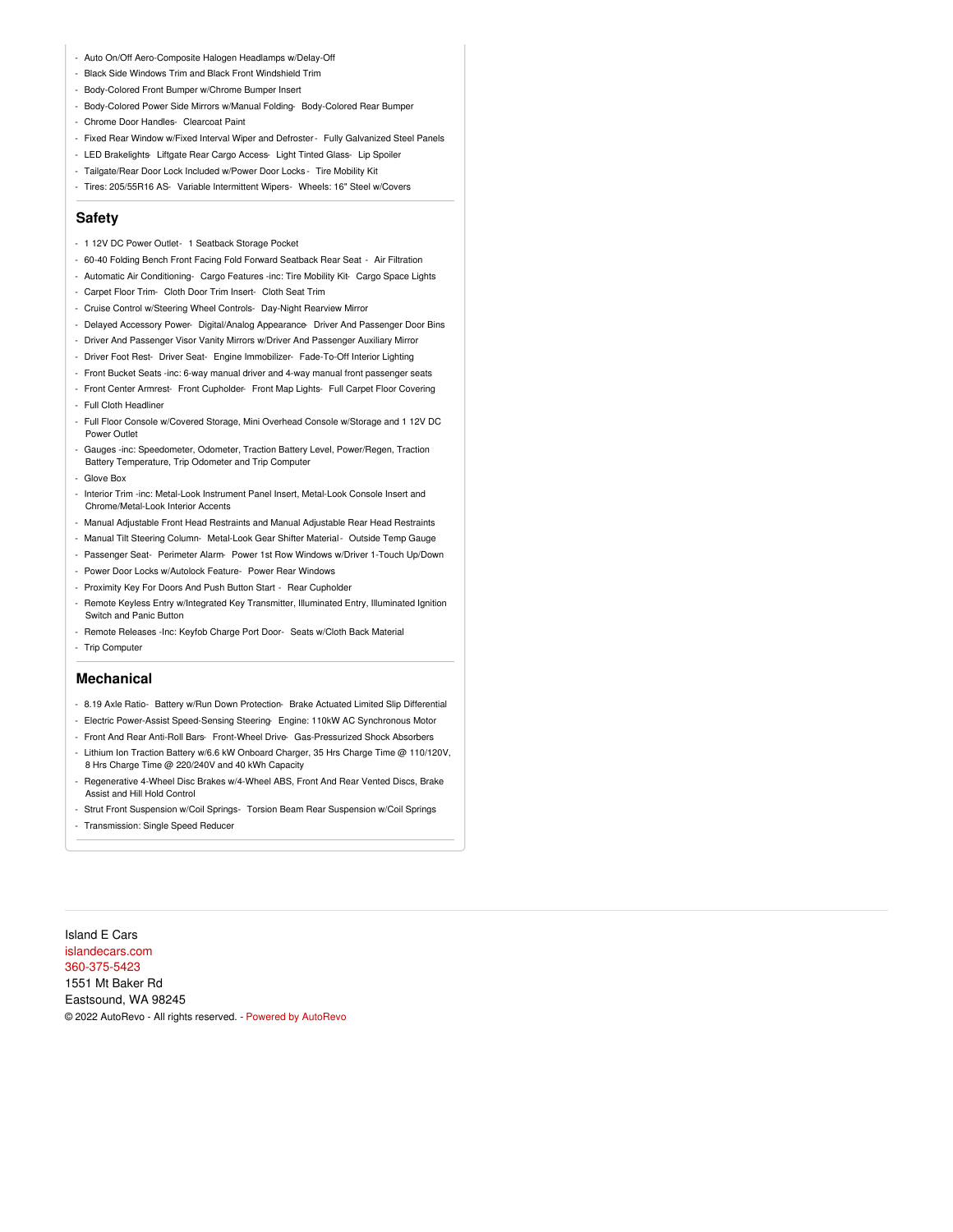- Auto On/Off Aero-Composite Halogen Headlamps w/Delay-Off
- Black Side Windows Trim and Black Front Windshield Trim
- Body-Colored Front Bumper w/Chrome Bumper Insert
- Body-Colored Power Side Mirrors w/Manual Folding- Body-Colored Rear Bumper
- Chrome Door Handles- Clearcoat Paint
- Fixed Rear Window w/Fixed Interval Wiper and Defroster - Fully Galvanized Steel Panels
- LED Brakelights- Liftgate Rear Cargo Access- Light Tinted Glass- Lip Spoiler
- Tailgate/Rear Door Lock Included w/Power Door Locks - Tire Mobility Kit
- Tires: 205/55R16 AS- Variable Intermittent Wipers- Wheels: 16" Steel w/Covers

## Safety

- 1 12V DC Power Outlet- 1 Seatback Storage Pocket
- 60-40 Folding Bench Front Facing Fold Forward Seatback Rear Seat - Air Filtration
- Automatic Air Conditioning- Cargo Features -inc: Tire Mobility Kit- Cargo Space Lights
- Carpet Floor Trim- Cloth Door Trim Insert- Cloth Seat Trim
- Cruise Control w/Steering Wheel Controls- Day-Night Rearview Mirror
- Delayed Accessory Power- Digital/Analog Appearance- Driver And Passenger Door Bins
- Driver And Passenger Visor Vanity Mirrors w/Driver And Passenger Auxiliary Mirror
- Driver Foot Rest- Driver Seat- Engine Immobilizer- Fade-To-Off Interior Lighting
- Front Bucket Seats -inc: 6-way manual driver and 4-way manual front passenger seats
- Front Center Armrest- Front Cupholder- Front Map Lights- Full Carpet Floor Covering
- Full Cloth Headliner
- Full Floor Console w/Covered Storage, Mini Overhead Console w/Storage and 1 12V DC Power Outlet
- Gauges -inc: Speedometer, Odometer, Traction Battery Level, Power/Regen, Traction Battery Temperature, Trip Odometer and Trip Computer
- Glove Box
- Interior Trim -inc: Metal-Look Instrument Panel Insert, Metal-Look Console Insert and Chrome/Metal-Look Interior Accents
- Manual Adjustable Front Head Restraints and Manual Adjustable Rear Head Restraints
- Manual Tilt Steering Column- Metal-Look Gear Shifter Material - Outside Temp Gauge
- Passenger Seat- Perimeter Alarm- Power 1st Row Windows w/Driver 1-Touch Up/Down
- Power Door Locks w/Autolock Feature- Power Rear Windows
- Proximity Key For Doors And Push Button Start - Rear Cupholder
- Remote Keyless Entry w/Integrated Key Transmitter, Illuminated Entry, Illuminated Ignition Switch and Panic Button
- Remote Releases -Inc: Keyfob Charge Port Door- Seats w/Cloth Back Material
- Trip Computer

## Mechanical

- 8.19 Axle Ratio- Battery w/Run Down Protection- Brake Actuated Limited Slip Differential
- Electric Power-Assist Speed-Sensing Steering- Engine: 110kW AC Synchronous Motor
- Front And Rear Anti-Roll Bars- Front-Wheel Drive- Gas-Pressurized Shock Absorbers
- Lithium Ion Traction Battery w/6.6 kW Onboard Charger, 35 Hrs Charge Time @ 110/120V, 8 Hrs Charge Time @ 220/240V and 40 kWh Capacity
- Regenerative 4-Wheel Disc Brakes w/4-Wheel ABS, Front And Rear Vented Discs, Brake Assist and Hill Hold Control
- Strut Front Suspension w/Coil Springs- Torsion Beam Rear Suspension w/Coil Springs
- Transmission: Single Speed Reducer

Island E Cars
islandecars.com
360-375-5423
1551 Mt Baker Rd
Eastsound, WA 98245
© 2022 AutoRevo - All rights reserved. - Powered by AutoRevo